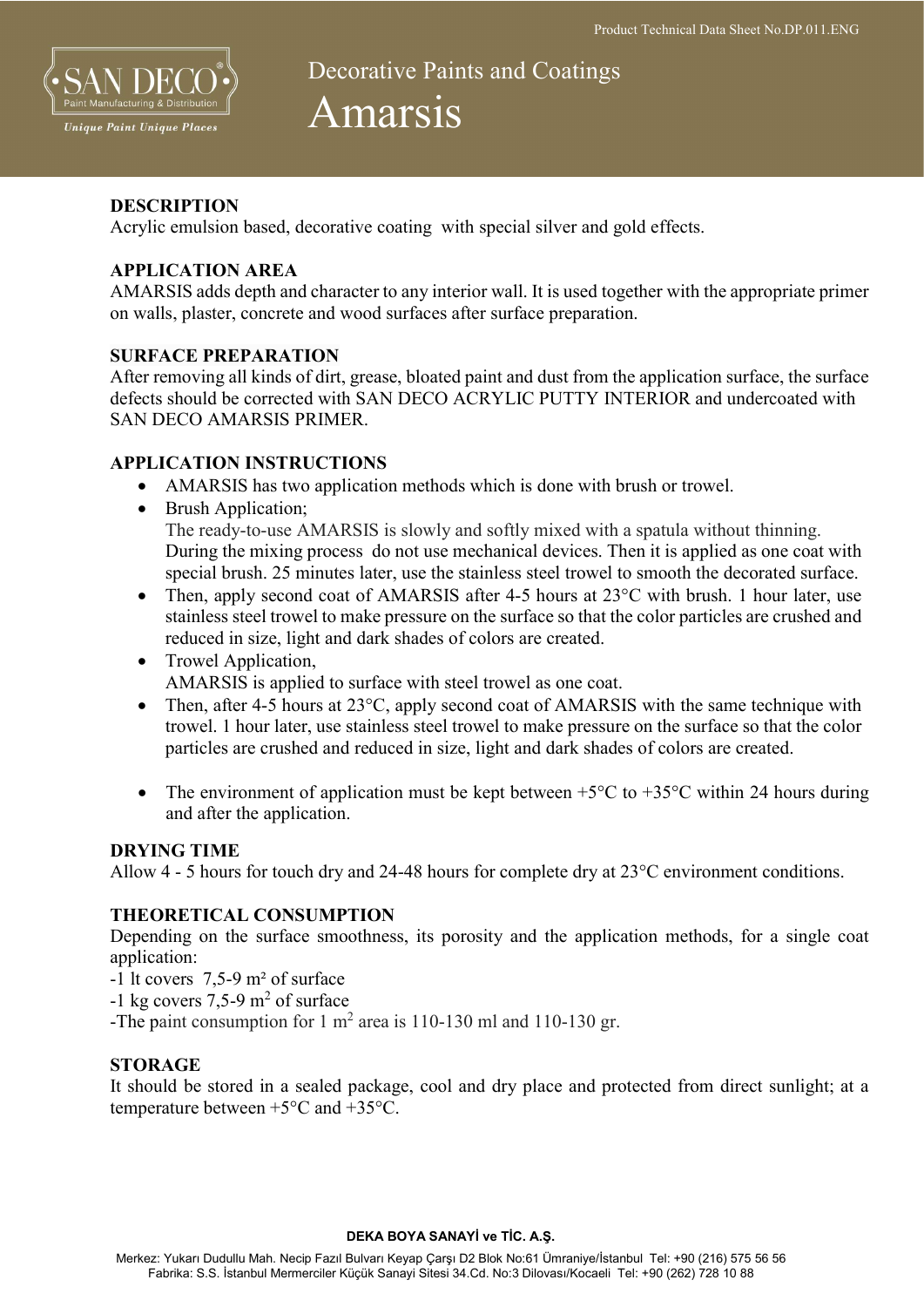Product Technical Data Sheet No.DP.011.ENG

SAN DECO
Paint Manufacturing & Distribution
*Unique Paint Unique Places*

# Decorative Paints and Coatings
# Amarsis

## DESCRIPTION

Acrylic emulsion based, decorative coating with special silver and gold effects.

## APPLICATION AREA

AMARSIS adds depth and character to any interior wall. It is used together with the appropriate primer on walls, plaster, concrete and wood surfaces after surface preparation.

## SURFACE PREPARATION

After removing all kinds of dirt, grease, bloated paint and dust from the application surface, the surface defects should be corrected with SAN DECO ACRYLIC PUTTY INTERIOR and undercoated with SAN DECO AMARSIS PRIMER.

## APPLICATION INSTRUCTIONS

- AMARSIS has two application methods which is done with brush or trowel.
- Brush Application;
  The ready-to-use AMARSIS is slowly and softly mixed with a spatula without thinning. During the mixing process do not use mechanical devices. Then it is applied as one coat with special brush. 25 minutes later, use the stainless steel trowel to smooth the decorated surface.
- Then, apply second coat of AMARSIS after 4-5 hours at 23°C with brush. 1 hour later, use stainless steel trowel to make pressure on the surface so that the color particles are crushed and reduced in size, light and dark shades of colors are created.
- Trowel Application,
  AMARSIS is applied to surface with steel trowel as one coat.
- Then, after 4-5 hours at 23°C, apply second coat of AMARSIS with the same technique with trowel. 1 hour later, use stainless steel trowel to make pressure on the surface so that the color particles are crushed and reduced in size, light and dark shades of colors are created.
- The environment of application must be kept between +5°C to +35°C within 24 hours during and after the application.

## DRYING TIME

Allow 4 - 5 hours for touch dry and 24-48 hours for complete dry at 23°C environment conditions.

## THEORETICAL CONSUMPTION

Depending on the surface smoothness, its porosity and the application methods, for a single coat application:

-1 lt covers 7,5-9 m² of surface
-1 kg covers 7,5-9 m² of surface
-The paint consumption for 1 m² area is 110-130 ml and 110-130 gr.

## STORAGE

It should be stored in a sealed package, cool and dry place and protected from direct sunlight; at a temperature between +5°C and +35°C.

**DEKA BOYA SANAYİ ve TİC. A.Ş.**

Merkez: Yukarı Dudullu Mah. Necip Fazıl Bulvarı Keyap Çarşı D2 Blok No:61 Ümraniye/İstanbul Tel: +90 (216) 575 56 56
Fabrika: S.S. İstanbul Mermerciler Küçük Sanayi Sitesi 34.Cd. No:3 Dilovası/Kocaeli Tel: +90 (262) 728 10 88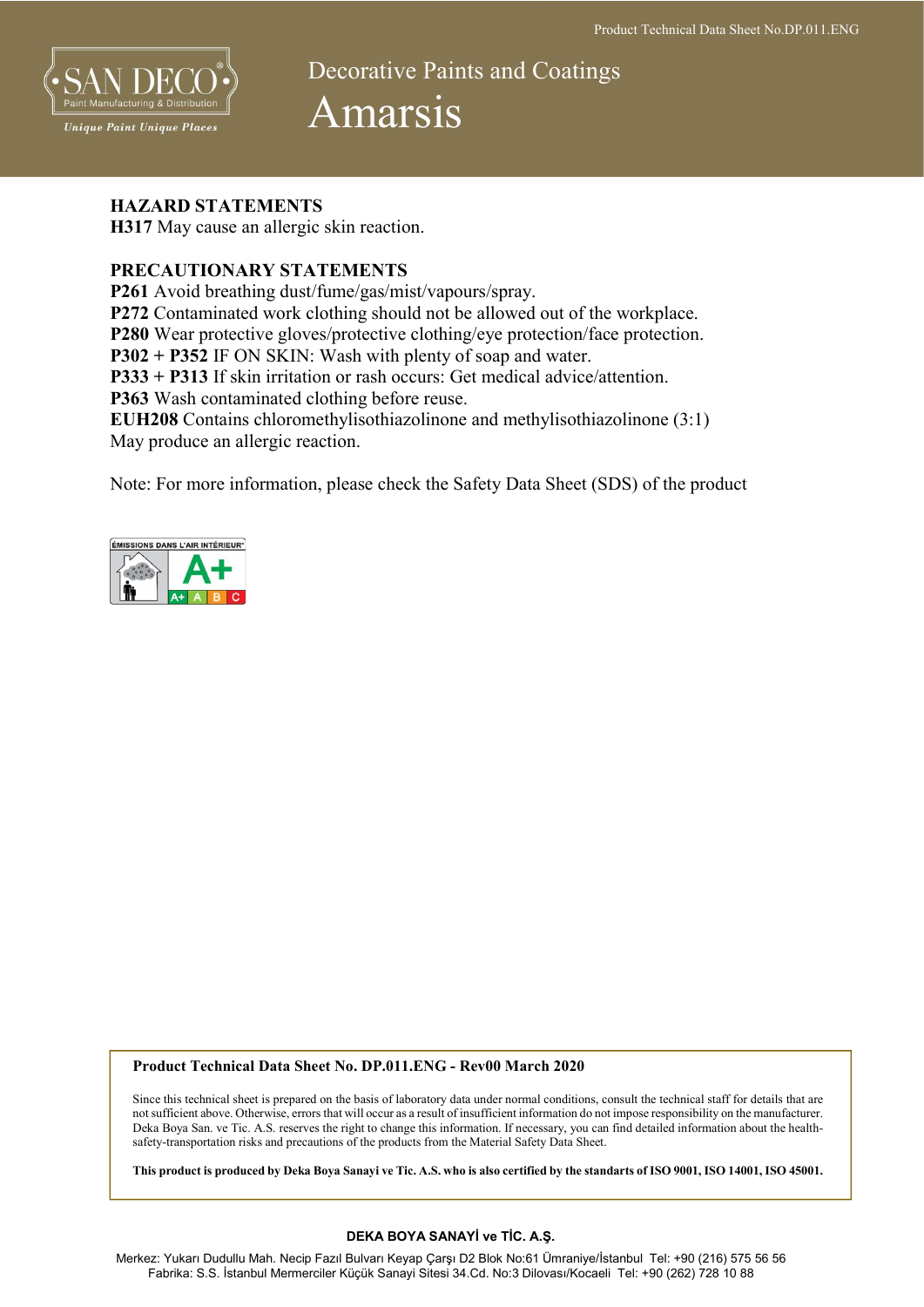## HAZARD STATEMENTS

**H317** May cause an allergic skin reaction.

## PRECAUTIONARY STATEMENTS

**P261** Avoid breathing dust/fume/gas/mist/vapours/spray.
**P272** Contaminated work clothing should not be allowed out of the workplace.
**P280** Wear protective gloves/protective clothing/eye protection/face protection.
**P302 + P352** IF ON SKIN: Wash with plenty of soap and water.
**P333 + P313** If skin irritation or rash occurs: Get medical advice/attention.
**P363** Wash contaminated clothing before reuse.
**EUH208** Contains chloromethylisothiazolinone and methylisothiazolinone (3:1) May produce an allergic reaction.

Note: For more information, please check the Safety Data Sheet (SDS) of the product

ÉMISSIONS DANS L'AIR INTÉRIEUR*
A+
A+ A B C

**Product Technical Data Sheet No. DP.011.ENG - Rev00 March 2020**

Since this technical sheet is prepared on the basis of laboratory data under normal conditions, consult the technical staff for details that are not sufficient above. Otherwise, errors that will occur as a result of insufficient information do not impose responsibility on the manufacturer. Deka Boya San. ve Tic. A.S. reserves the right to change this information. If necessary, you can find detailed information about the health-safety-transportation risks and precautions of the products from the Material Safety Data Sheet.

**This product is produced by Deka Boya Sanayi ve Tic. A.S. who is also certified by the standards of ISO 9001, ISO 14001, ISO 45001.**

**DEKA BOYA SANAYİ ve TİC. A.Ş.**

Merkez: Yukarı Dudullu Mah. Necip Fazıl Bulvarı Keyap Çarşı D2 Blok No:61 Ümraniye/İstanbul Tel: +90 (216) 575 56 56
Fabrika: S.S. İstanbul Mermerciler Küçük Sanayi Sitesi 34.Cd. No:3 Dilovası/Kocaeli Tel: +90 (262) 728 10 88